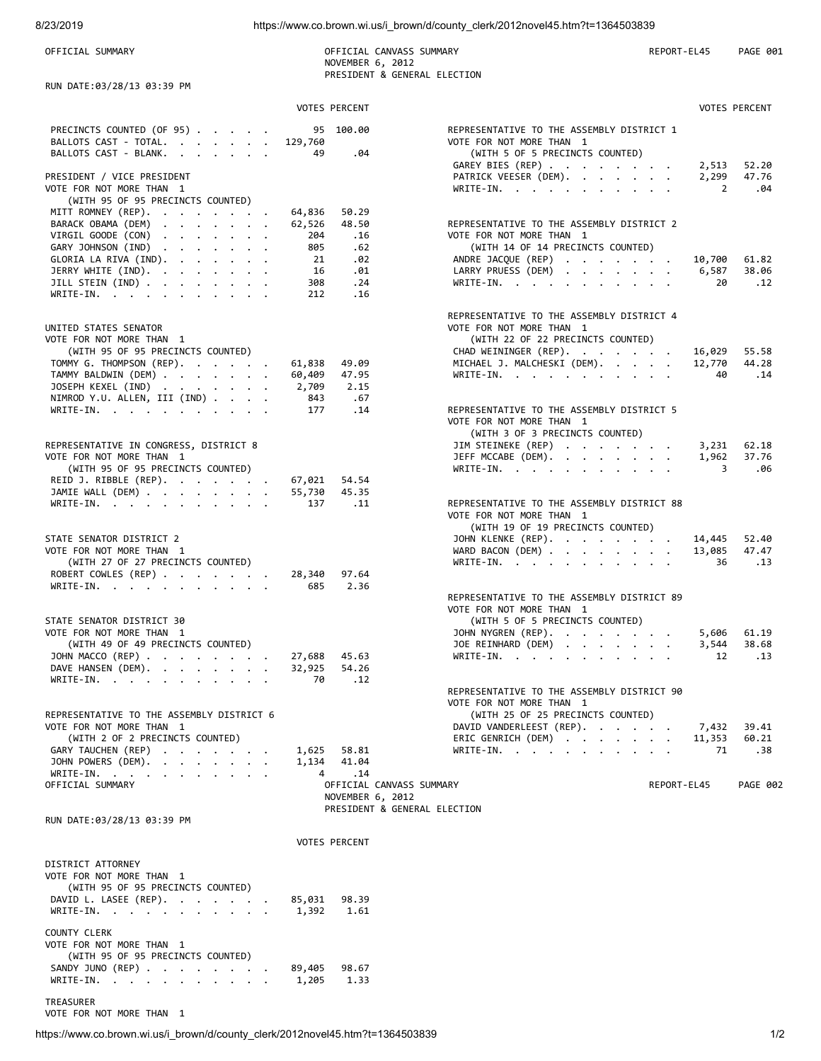OFFICIAL SUMMARY

OFFICIAL CANVASS SUMMARY
NOVEMBER 6, 2012
PRESIDENT & GENERAL ELECTION

REPORT-EL45 PAGE 001

RUN DATE:03/28/13 03:39 PM

| | VOTES | PERCENT |
|---|---|---|
| PRECINCTS COUNTED (OF 95) | 95 | 100.00 |
| BALLOTS CAST - TOTAL | 129,760 | |
| BALLOTS CAST - BLANK | 49 | .04 |

**PRESIDENT / VICE PRESIDENT**
VOTE FOR NOT MORE THAN 1
(WITH 95 OF 95 PRECINCTS COUNTED)

| | VOTES | PERCENT |
|---|---|---|
| MITT ROMNEY (REP) | 64,836 | 50.29 |
| BARACK OBAMA (DEM) | 62,526 | 48.50 |
| VIRGIL GOODE (CON) | 204 | .16 |
| GARY JOHNSON (IND) | 805 | .62 |
| GLORIA LA RIVA (IND) | 21 | .02 |
| JERRY WHITE (IND) | 16 | .01 |
| JILL STEIN (IND) | 308 | .24 |
| WRITE-IN | 212 | .16 |

**UNITED STATES SENATOR**
VOTE FOR NOT MORE THAN 1
(WITH 95 OF 95 PRECINCTS COUNTED)

| | VOTES | PERCENT |
|---|---|---|
| TOMMY G. THOMPSON (REP) | 61,838 | 49.09 |
| TAMMY BALDWIN (DEM) | 60,409 | 47.95 |
| JOSEPH KEXEL (IND) | 2,709 | 2.15 |
| NIMROD Y.U. ALLEN, III (IND) | 843 | .67 |
| WRITE-IN | 177 | .14 |

**REPRESENTATIVE IN CONGRESS, DISTRICT 8**
VOTE FOR NOT MORE THAN 1
(WITH 95 OF 95 PRECINCTS COUNTED)

| | VOTES | PERCENT |
|---|---|---|
| REID J. RIBBLE (REP) | 67,021 | 54.54 |
| JAMIE WALL (DEM) | 55,730 | 45.35 |
| WRITE-IN | 137 | .11 |

**STATE SENATOR DISTRICT 2**
VOTE FOR NOT MORE THAN 1
(WITH 27 OF 27 PRECINCTS COUNTED)

| | VOTES | PERCENT |
|---|---|---|
| ROBERT COWLES (REP) | 28,340 | 97.64 |
| WRITE-IN | 685 | 2.36 |

**STATE SENATOR DISTRICT 30**
VOTE FOR NOT MORE THAN 1
(WITH 49 OF 49 PRECINCTS COUNTED)

| | VOTES | PERCENT |
|---|---|---|
| JOHN MACCO (REP) | 27,688 | 45.63 |
| DAVE HANSEN (DEM) | 32,925 | 54.26 |
| WRITE-IN | 70 | .12 |

**REPRESENTATIVE TO THE ASSEMBLY DISTRICT 6**
VOTE FOR NOT MORE THAN 1
(WITH 2 OF 2 PRECINCTS COUNTED)

| | VOTES | PERCENT |
|---|---|---|
| GARY TAUCHEN (REP) | 1,625 | 58.81 |
| JOHN POWERS (DEM) | 1,134 | 41.04 |
| WRITE-IN | 4 | .14 |

**REPRESENTATIVE TO THE ASSEMBLY DISTRICT 1**
VOTE FOR NOT MORE THAN 1
(WITH 5 OF 5 PRECINCTS COUNTED)

| | VOTES | PERCENT |
|---|---|---|
| GAREY BIES (REP) | 2,513 | 52.20 |
| PATRICK VEESER (DEM) | 2,299 | 47.76 |
| WRITE-IN | 2 | .04 |

**REPRESENTATIVE TO THE ASSEMBLY DISTRICT 2**
VOTE FOR NOT MORE THAN 1
(WITH 14 OF 14 PRECINCTS COUNTED)

| | VOTES | PERCENT |
|---|---|---|
| ANDRE JACQUE (REP) | 10,700 | 61.82 |
| LARRY PRUESS (DEM) | 6,587 | 38.06 |
| WRITE-IN | 20 | .12 |

**REPRESENTATIVE TO THE ASSEMBLY DISTRICT 4**
VOTE FOR NOT MORE THAN 1
(WITH 22 OF 22 PRECINCTS COUNTED)

| | VOTES | PERCENT |
|---|---|---|
| CHAD WEININGER (REP) | 16,029 | 55.58 |
| MICHAEL J. MALCHESKI (DEM) | 12,770 | 44.28 |
| WRITE-IN | 40 | .14 |

**REPRESENTATIVE TO THE ASSEMBLY DISTRICT 5**
VOTE FOR NOT MORE THAN 1
(WITH 3 OF 3 PRECINCTS COUNTED)

| | VOTES | PERCENT |
|---|---|---|
| JIM STEINEKE (REP) | 3,231 | 62.18 |
| JEFF MCCABE (DEM) | 1,962 | 37.76 |
| WRITE-IN | 3 | .06 |

**REPRESENTATIVE TO THE ASSEMBLY DISTRICT 88**
VOTE FOR NOT MORE THAN 1
(WITH 19 OF 19 PRECINCTS COUNTED)

| | VOTES | PERCENT |
|---|---|---|
| JOHN KLENKE (REP) | 14,445 | 52.40 |
| WARD BACON (DEM) | 13,085 | 47.47 |
| WRITE-IN | 36 | .13 |

**REPRESENTATIVE TO THE ASSEMBLY DISTRICT 89**
VOTE FOR NOT MORE THAN 1
(WITH 5 OF 5 PRECINCTS COUNTED)

| | VOTES | PERCENT |
|---|---|---|
| JOHN NYGREN (REP) | 5,606 | 61.19 |
| JOE REINHARD (DEM) | 3,544 | 38.68 |
| WRITE-IN | 12 | .13 |

**REPRESENTATIVE TO THE ASSEMBLY DISTRICT 90**
VOTE FOR NOT MORE THAN 1
(WITH 25 OF 25 PRECINCTS COUNTED)

| | VOTES | PERCENT |
|---|---|---|
| DAVID VANDERLEEST (REP) | 7,432 | 39.41 |
| ERIC GENRICH (DEM) | 11,353 | 60.21 |
| WRITE-IN | 71 | .38 |

OFFICIAL SUMMARY

OFFICIAL CANVASS SUMMARY
NOVEMBER 6, 2012
PRESIDENT & GENERAL ELECTION

REPORT-EL45 PAGE 002

RUN DATE:03/28/13 03:39 PM

**DISTRICT ATTORNEY**
VOTE FOR NOT MORE THAN 1
(WITH 95 OF 95 PRECINCTS COUNTED)

| | VOTES | PERCENT |
|---|---|---|
| DAVID L. LASEE (REP) | 85,031 | 98.39 |
| WRITE-IN | 1,392 | 1.61 |

**COUNTY CLERK**
VOTE FOR NOT MORE THAN 1
(WITH 95 OF 95 PRECINCTS COUNTED)

| | VOTES | PERCENT |
|---|---|---|
| SANDY JUNO (REP) | 89,405 | 98.67 |
| WRITE-IN | 1,205 | 1.33 |

**TREASURER**
VOTE FOR NOT MORE THAN 1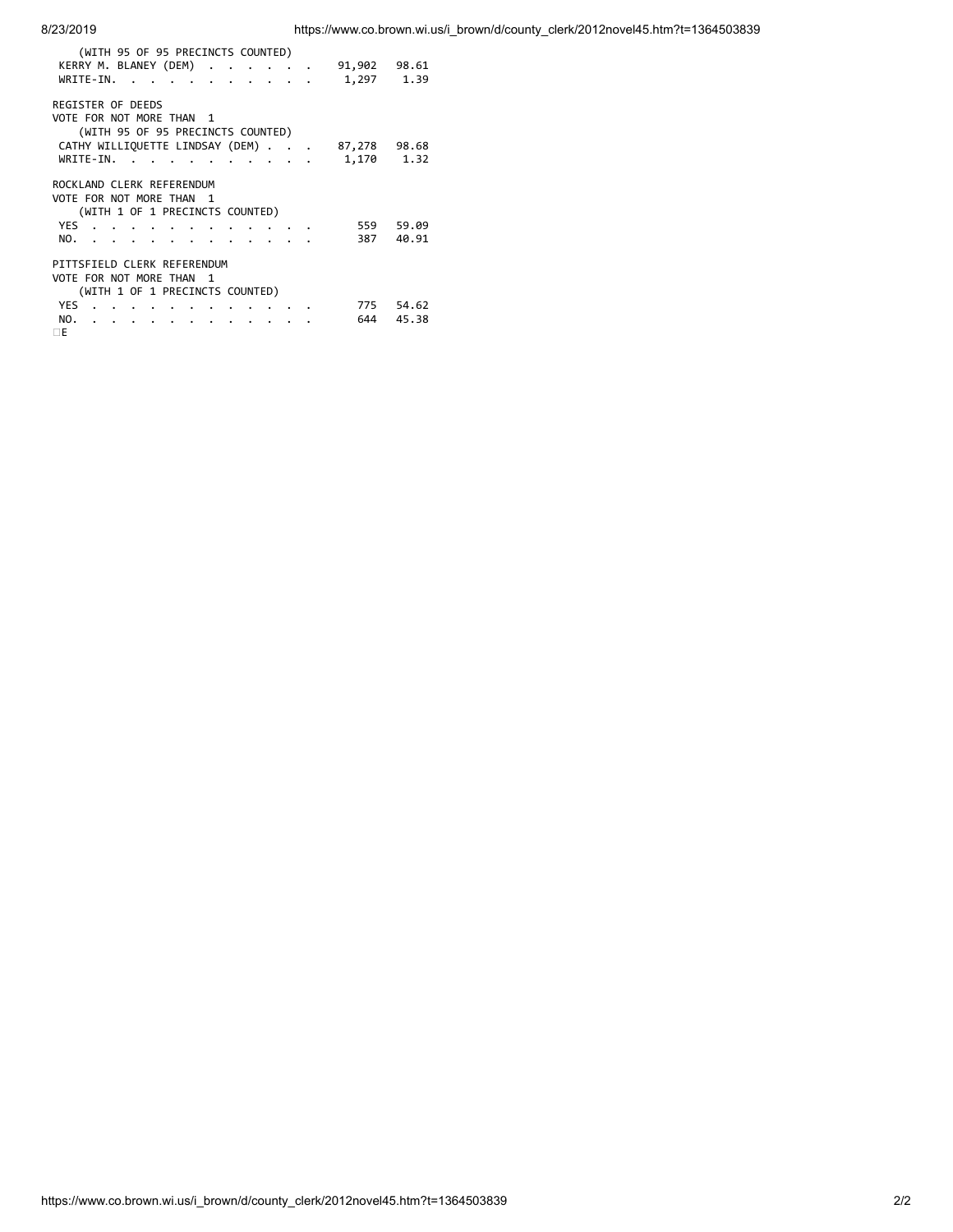(WITH 95 OF 95 PRECINCTS COUNTED)

| | | |
|---|---|---|
| KERRY M. BLANEY (DEM) | 91,902 | 98.61 |
| WRITE-IN. | 1,297 | 1.39 |

REGISTER OF DEEDS
VOTE FOR NOT MORE THAN 1
(WITH 95 OF 95 PRECINCTS COUNTED)

| | | |
|---|---|---|
| CATHY WILLIQUETTE LINDSAY (DEM) | 87,278 | 98.68 |
| WRITE-IN. | 1,170 | 1.32 |

ROCKLAND CLERK REFERENDUM
VOTE FOR NOT MORE THAN 1
(WITH 1 OF 1 PRECINCTS COUNTED)

| | | |
|---|---|---|
| YES | 559 | 59.09 |
| NO. | 387 | 40.91 |

PITTSFIELD CLERK REFERENDUM
VOTE FOR NOT MORE THAN 1
(WITH 1 OF 1 PRECINCTS COUNTED)

| | | |
|---|---|---|
| YES | 775 | 54.62 |
| NO. | 644 | 45.38 |

E